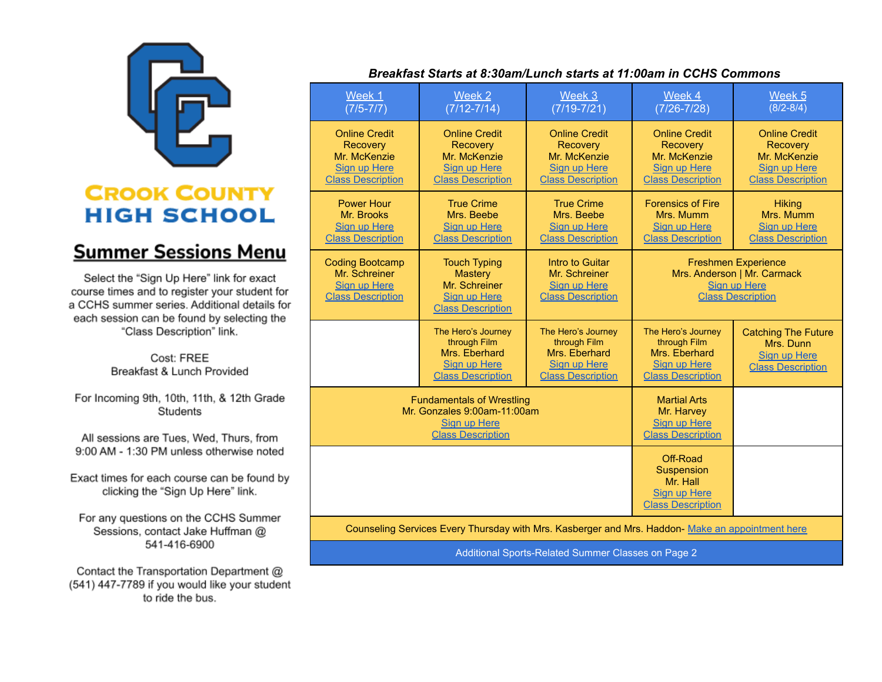# CROOK COUNTY HIGH SCHOOL

## Summer Sessions Menu

Select the "Sign Up Here" link for exact course times and to register your student for a CCHS summer series. Additional details for each session can be found by selecting the "Class Description" link.

Cost: FREE
Breakfast & Lunch Provided

For Incoming 9th, 10th, 11th, & 12th Grade Students

All sessions are Tues, Wed, Thurs, from 9:00 AM - 1:30 PM unless otherwise noted

Exact times for each course can be found by clicking the "Sign Up Here" link.

For any questions on the CCHS Summer Sessions, contact Jake Huffman @ 541-416-6900

Contact the Transportation Department @ (541) 447-7789 if you would like your student to ride the bus.

***Breakfast Starts at 8:30am/Lunch starts at 11:00am in CCHS Commons***

| Week 1 (7/5-7/7) | Week 2 (7/12-7/14) | Week 3 (7/19-7/21) | Week 4 (7/26-7/28) | Week 5 (8/2-8/4) |
|---|---|---|---|---|
| Online Credit Recovery<br>Mr. McKenzie<br>Sign up Here<br>Class Description | Online Credit Recovery<br>Mr. McKenzie<br>Sign up Here<br>Class Description | Online Credit Recovery<br>Mr. McKenzie<br>Sign up Here<br>Class Description | Online Credit Recovery<br>Mr. McKenzie<br>Sign up Here<br>Class Description | Online Credit Recovery<br>Mr. McKenzie<br>Sign up Here<br>Class Description |
| Power Hour<br>Mr. Brooks<br>Sign up Here<br>Class Description | True Crime<br>Mrs. Beebe<br>Sign up Here<br>Class Description | True Crime<br>Mrs. Beebe<br>Sign up Here<br>Class Description | Forensics of Fire<br>Mrs. Mumm<br>Sign up Here<br>Class Description | Hiking<br>Mrs. Mumm<br>Sign up Here<br>Class Description |
| Coding Bootcamp<br>Mr. Schreiner<br>Sign up Here<br>Class Description | Touch Typing Mastery<br>Mr. Schreiner<br>Sign up Here<br>Class Description | Intro to Guitar<br>Mr. Schreiner<br>Sign up Here<br>Class Description | Freshmen Experience<br>Mrs. Anderson \| Mr. Carmack<br>Sign up Here<br>Class Description (Weeks 4–5) | |
| | The Hero's Journey through Film<br>Mrs. Eberhard<br>Sign up Here<br>Class Description | The Hero's Journey through Film<br>Mrs. Eberhard<br>Sign up Here<br>Class Description | The Hero's Journey through Film<br>Mrs. Eberhard<br>Sign up Here<br>Class Description | Catching The Future<br>Mrs. Dunn<br>Sign up Here<br>Class Description |
| Fundamentals of Wrestling<br>Mr. Gonzales 9:00am-11:00am<br>Sign up Here<br>Class Description (Weeks 1–3) | | | Martial Arts<br>Mr. Harvey<br>Sign up Here<br>Class Description | |
| | | | Off-Road Suspension<br>Mr. Hall<br>Sign up Here<br>Class Description | |
| Counseling Services Every Thursday with Mrs. Kasberger and Mrs. Haddon- Make an appointment here | | | | |
| Additional Sports-Related Summer Classes on Page 2 | | | | |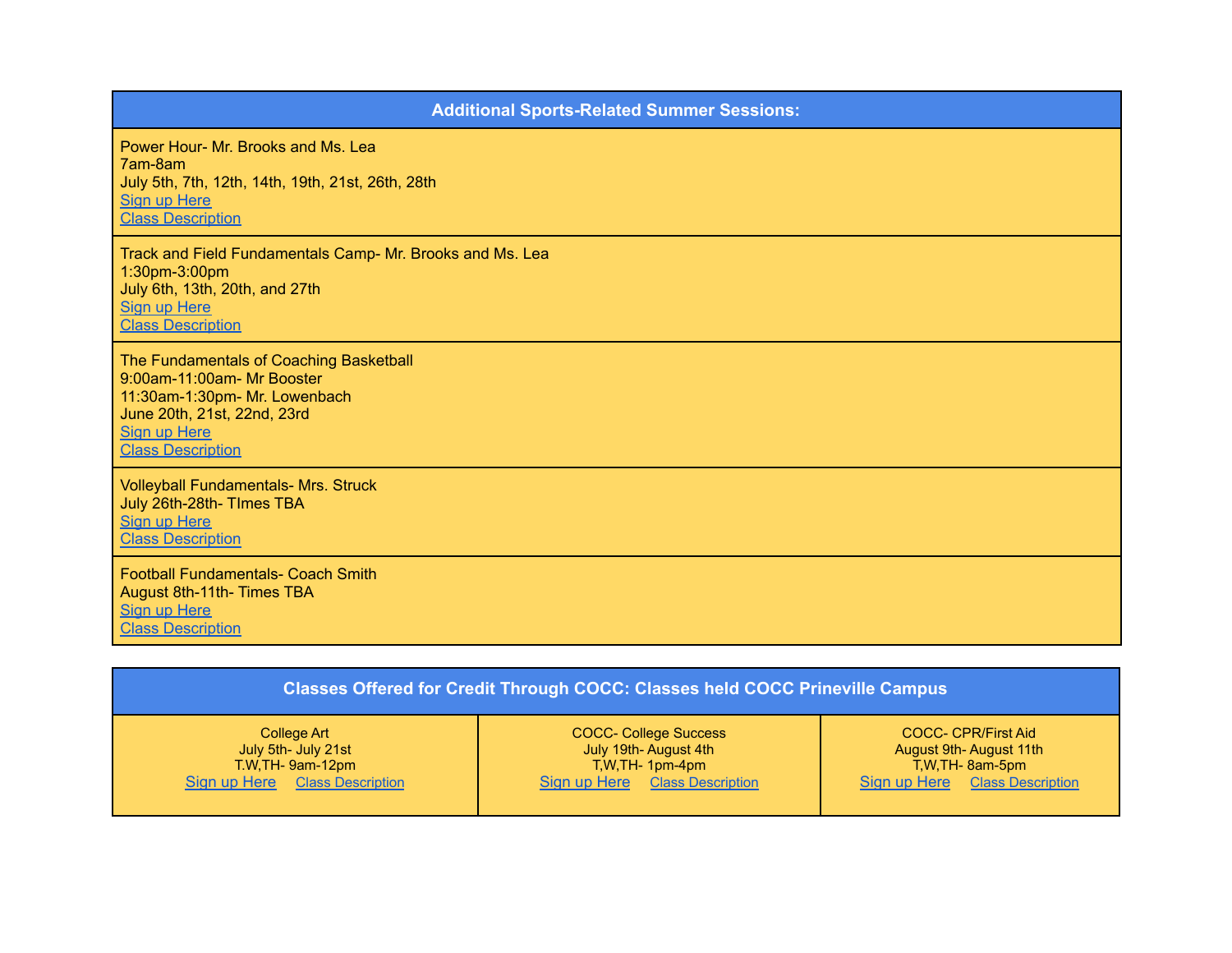## Additional Sports-Related Summer Sessions:

Power Hour- Mr. Brooks and Ms. Lea
7am-8am
July 5th, 7th, 12th, 14th, 19th, 21st, 26th, 28th
Sign up Here
Class Description

Track and Field Fundamentals Camp- Mr. Brooks and Ms. Lea
1:30pm-3:00pm
July 6th, 13th, 20th, and 27th
Sign up Here
Class Description

The Fundamentals of Coaching Basketball
9:00am-11:00am- Mr Booster
11:30am-1:30pm- Mr. Lowenbach
June 20th, 21st, 22nd, 23rd
Sign up Here
Class Description

Volleyball Fundamentals- Mrs. Struck
July 26th-28th- TImes TBA
Sign up Here
Class Description

Football Fundamentals- Coach Smith
August 8th-11th- Times TBA
Sign up Here
Class Description

## Classes Offered for Credit Through COCC: Classes held COCC Prineville Campus

| | | |
|---|---|---|
| College Art<br>July 5th- July 21st<br>T.W,TH- 9am-12pm<br>Sign up Here Class Description | COCC- College Success<br>July 19th- August 4th<br>T,W,TH- 1pm-4pm<br>Sign up Here Class Description | COCC- CPR/First Aid<br>August 9th- August 11th<br>T,W,TH- 8am-5pm<br>Sign up Here Class Description |